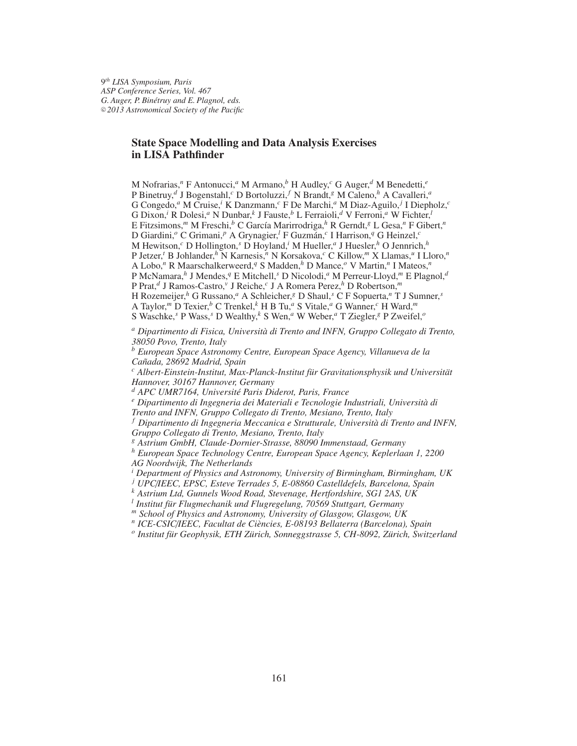*9th LISA Symposium, Paris*
*ASP Conference Series, Vol. 467*
*G. Auger, P. Binétruy and E. Plagnol, eds.*
*©2013 Astronomical Society of the Pacific*

# State Space Modelling and Data Analysis Exercises in LISA Pathfinder

M Nofrarias,[n] F Antonucci,[a] M Armano,[b] H Audley,[c] G Auger,[d] M Benedetti,[e] P Binetruy,[d] J Bogenstahl,[c] D Bortoluzzi,[f] N Brandt,[g] M Caleno,[h] A Cavalleri,[a] G Congedo,[a] M Cruise,[i] K Danzmann,[c] F De Marchi,[a] M Diaz-Aguilo,[j] I Diepholz,[c] G Dixon,[i] R Dolesi,[a] N Dunbar,[k] J Fauste,[b] L Ferraioli,[d] V Ferroni,[a] W Fichter,[l] E Fitzsimons,[m] M Freschi,[b] C García Marirrodriga,[h] R Gerndt,[g] L Gesa,[n] F Gibert,[n] D Giardini,[o] C Grimani,[p] A Grynagier,[l] F Guzmán,[c] I Harrison,[q] G Heinzel,[c] M Hewitson,[c] D Hollington,[s] D Hoyland,[i] M Hueller,[a] J Huesler,[h] O Jennrich,[h] P Jetzer,[t] B Johlander,[h] N Karnesis,[n] N Korsakova,[c] C Killow,[m] X Llamas,[u] I Lloro,[n] A Lobo,[n] R Maarschalkerweerd,[q] S Madden,[h] D Mance,[o] V Martin,[n] I Mateos,[n] P McNamara,[h] J Mendes,[q] E Mitchell,[s] D Nicolodi,[a] M Perreur-Lloyd,[m] E Plagnol,[d] P Prat,[d] J Ramos-Castro,[v] J Reiche,[c] J A Romera Perez,[h] D Robertson,[m] H Rozemeijer,[h] G Russano,[a] A Schleicher,[g] D Shaul,[s] C F Sopuerta,[n] T J Sumner,[s] A Taylor,[m] D Texier,[b] C Trenkel,[k] H B Tu,[a] S Vitale,[a] G Wanner,[c] H Ward,[m] S Waschke,[s] P Wass,[s] D Wealthy,[k] S Wen,[a] W Weber,[a] T Ziegler,[g] P Zweifel,[o]

[a] *Dipartimento di Fisica, Università di Trento and INFN, Gruppo Collegato di Trento, 38050 Povo, Trento, Italy*
[b] *European Space Astronomy Centre, European Space Agency, Villanueva de la Cañada, 28692 Madrid, Spain*
[c] *Albert-Einstein-Institut, Max-Planck-Institut für Gravitationsphysik und Universität Hannover, 30167 Hannover, Germany*
[d] *APC UMR7164, Université Paris Diderot, Paris, France*
[e] *Dipartimento di Ingegneria dei Materiali e Tecnologie Industriali, Università di Trento and INFN, Gruppo Collegato di Trento, Mesiano, Trento, Italy*
[f] *Dipartimento di Ingegneria Meccanica e Strutturale, Università di Trento and INFN, Gruppo Collegato di Trento, Mesiano, Trento, Italy*
[g] *Astrium GmbH, Claude-Dornier-Strasse, 88090 Immenstaad, Germany*
[h] *European Space Technology Centre, European Space Agency, Keplerlaan 1, 2200 AG Noordwijk, The Netherlands*
[i] *Department of Physics and Astronomy, University of Birmingham, Birmingham, UK*
[j] *UPC/IEEC, EPSC, Esteve Terrades 5, E-08860 Castelldefels, Barcelona, Spain*
[k] *Astrium Ltd, Gunnels Wood Road, Stevenage, Hertfordshire, SG1 2AS, UK*
[l] *Institut für Flugmechanik und Flugregelung, 70569 Stuttgart, Germany*
[m] *School of Physics and Astronomy, University of Glasgow, Glasgow, UK*
[n] *ICE-CSIC/IEEC, Facultat de Ciències, E-08193 Bellaterra (Barcelona), Spain*
[o] *Institut für Geophysik, ETH Zürich, Sonneggstrasse 5, CH-8092, Zürich, Switzerland*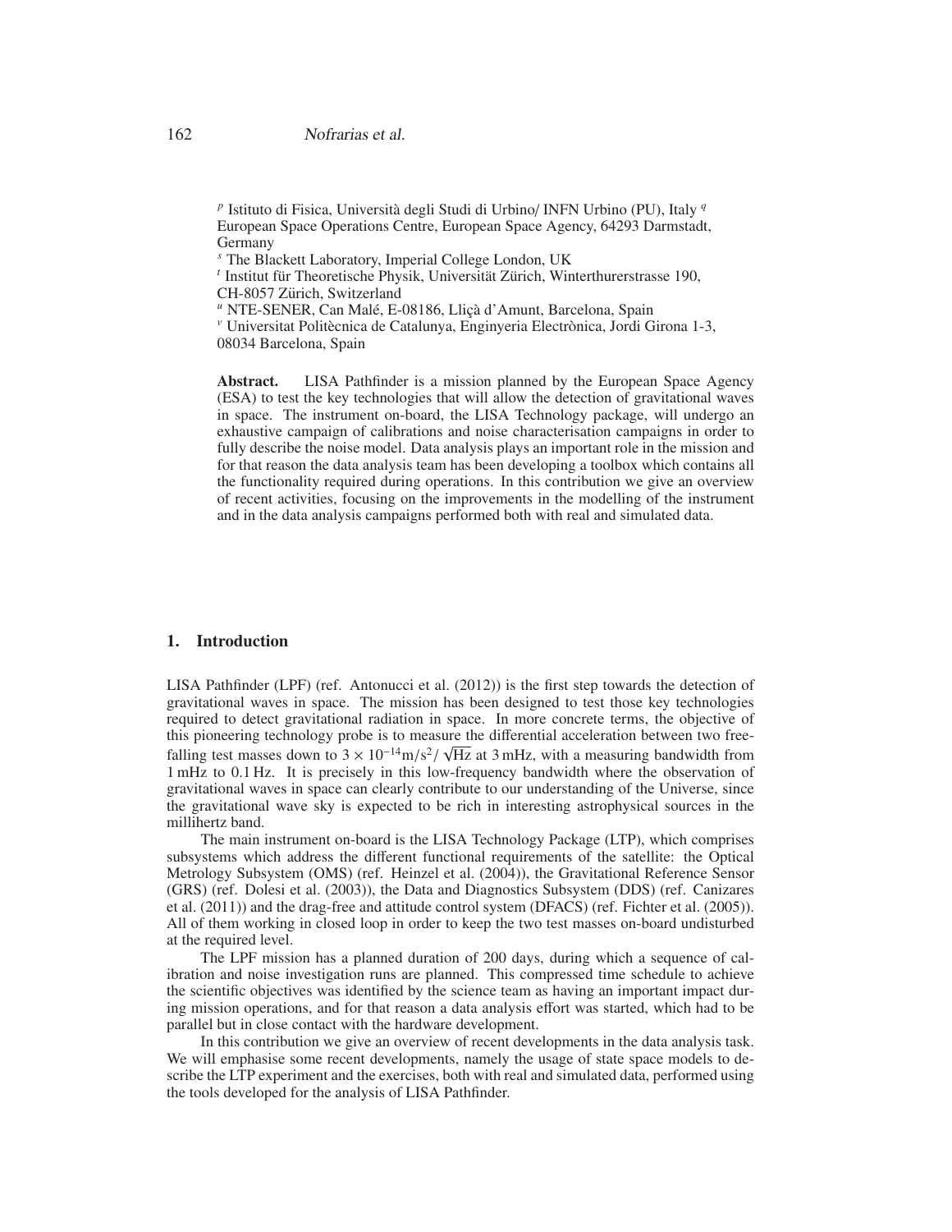[p] Istituto di Fisica, Università degli Studi di Urbino/ INFN Urbino (PU), Italy [q] European Space Operations Centre, European Space Agency, 64293 Darmstadt, Germany

[s] The Blackett Laboratory, Imperial College London, UK

[t] Institut für Theoretische Physik, Universität Zürich, Winterthurerstrasse 190, CH-8057 Zürich, Switzerland

[u] NTE-SENER, Can Malé, E-08186, Lliçà d'Amunt, Barcelona, Spain

[v] Universitat Politècnica de Catalunya, Enginyeria Electrònica, Jordi Girona 1-3, 08034 Barcelona, Spain

**Abstract.** LISA Pathfinder is a mission planned by the European Space Agency (ESA) to test the key technologies that will allow the detection of gravitational waves in space. The instrument on-board, the LISA Technology package, will undergo an exhaustive campaign of calibrations and noise characterisation campaigns in order to fully describe the noise model. Data analysis plays an important role in the mission and for that reason the data analysis team has been developing a toolbox which contains all the functionality required during operations. In this contribution we give an overview of recent activities, focusing on the improvements in the modelling of the instrument and in the data analysis campaigns performed both with real and simulated data.

## 1. Introduction

LISA Pathfinder (LPF) (ref. Antonucci et al. (2012)) is the first step towards the detection of gravitational waves in space. The mission has been designed to test those key technologies required to detect gravitational radiation in space. In more concrete terms, the objective of this pioneering technology probe is to measure the differential acceleration between two free-falling test masses down to $3 \times 10^{-14}\mathrm{m/s^2}/\sqrt{\mathrm{Hz}}$ at 3 mHz, with a measuring bandwidth from 1 mHz to 0.1 Hz. It is precisely in this low-frequency bandwidth where the observation of gravitational waves in space can clearly contribute to our understanding of the Universe, since the gravitational wave sky is expected to be rich in interesting astrophysical sources in the millihertz band.

The main instrument on-board is the LISA Technology Package (LTP), which comprises subsystems which address the different functional requirements of the satellite: the Optical Metrology Subsystem (OMS) (ref. Heinzel et al. (2004)), the Gravitational Reference Sensor (GRS) (ref. Dolesi et al. (2003)), the Data and Diagnostics Subsystem (DDS) (ref. Canizares et al. (2011)) and the drag-free and attitude control system (DFACS) (ref. Fichter et al. (2005)). All of them working in closed loop in order to keep the two test masses on-board undisturbed at the required level.

The LPF mission has a planned duration of 200 days, during which a sequence of calibration and noise investigation runs are planned. This compressed time schedule to achieve the scientific objectives was identified by the science team as having an important impact during mission operations, and for that reason a data analysis effort was started, which had to be parallel but in close contact with the hardware development.

In this contribution we give an overview of recent developments in the data analysis task. We will emphasise some recent developments, namely the usage of state space models to describe the LTP experiment and the exercises, both with real and simulated data, performed using the tools developed for the analysis of LISA Pathfinder.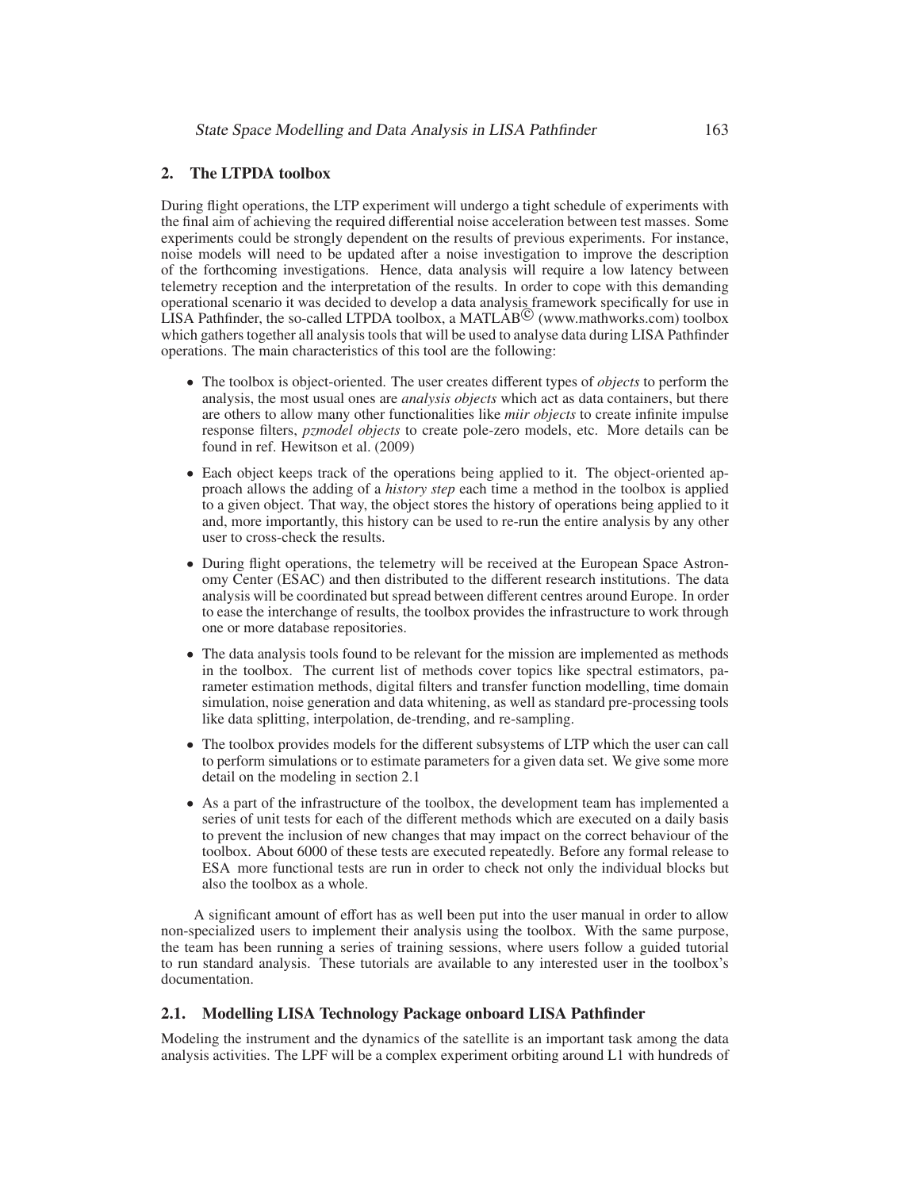## 2. The LTPDA toolbox

During flight operations, the LTP experiment will undergo a tight schedule of experiments with the final aim of achieving the required differential noise acceleration between test masses. Some experiments could be strongly dependent on the results of previous experiments. For instance, noise models will need to be updated after a noise investigation to improve the description of the forthcoming investigations. Hence, data analysis will require a low latency between telemetry reception and the interpretation of the results. In order to cope with this demanding operational scenario it was decided to develop a data analysis framework specifically for use in LISA Pathfinder, the so-called LTPDA toolbox, a MATLAB© (www.mathworks.com) toolbox which gathers together all analysis tools that will be used to analyse data during LISA Pathfinder operations. The main characteristics of this tool are the following:

- The toolbox is object-oriented. The user creates different types of *objects* to perform the analysis, the most usual ones are *analysis objects* which act as data containers, but there are others to allow many other functionalities like *miir objects* to create infinite impulse response filters, *pzmodel objects* to create pole-zero models, etc. More details can be found in ref. Hewitson et al. (2009)
- Each object keeps track of the operations being applied to it. The object-oriented approach allows the adding of a *history step* each time a method in the toolbox is applied to a given object. That way, the object stores the history of operations being applied to it and, more importantly, this history can be used to re-run the entire analysis by any other user to cross-check the results.
- During flight operations, the telemetry will be received at the European Space Astronomy Center (ESAC) and then distributed to the different research institutions. The data analysis will be coordinated but spread between different centres around Europe. In order to ease the interchange of results, the toolbox provides the infrastructure to work through one or more database repositories.
- The data analysis tools found to be relevant for the mission are implemented as methods in the toolbox. The current list of methods cover topics like spectral estimators, parameter estimation methods, digital filters and transfer function modelling, time domain simulation, noise generation and data whitening, as well as standard pre-processing tools like data splitting, interpolation, de-trending, and re-sampling.
- The toolbox provides models for the different subsystems of LTP which the user can call to perform simulations or to estimate parameters for a given data set. We give some more detail on the modeling in section 2.1
- As a part of the infrastructure of the toolbox, the development team has implemented a series of unit tests for each of the different methods which are executed on a daily basis to prevent the inclusion of new changes that may impact on the correct behaviour of the toolbox. About 6000 of these tests are executed repeatedly. Before any formal release to ESA more functional tests are run in order to check not only the individual blocks but also the toolbox as a whole.

A significant amount of effort has as well been put into the user manual in order to allow non-specialized users to implement their analysis using the toolbox. With the same purpose, the team has been running a series of training sessions, where users follow a guided tutorial to run standard analysis. These tutorials are available to any interested user in the toolbox's documentation.

### 2.1. Modelling LISA Technology Package onboard LISA Pathfinder

Modeling the instrument and the dynamics of the satellite is an important task among the data analysis activities. The LPF will be a complex experiment orbiting around L1 with hundreds of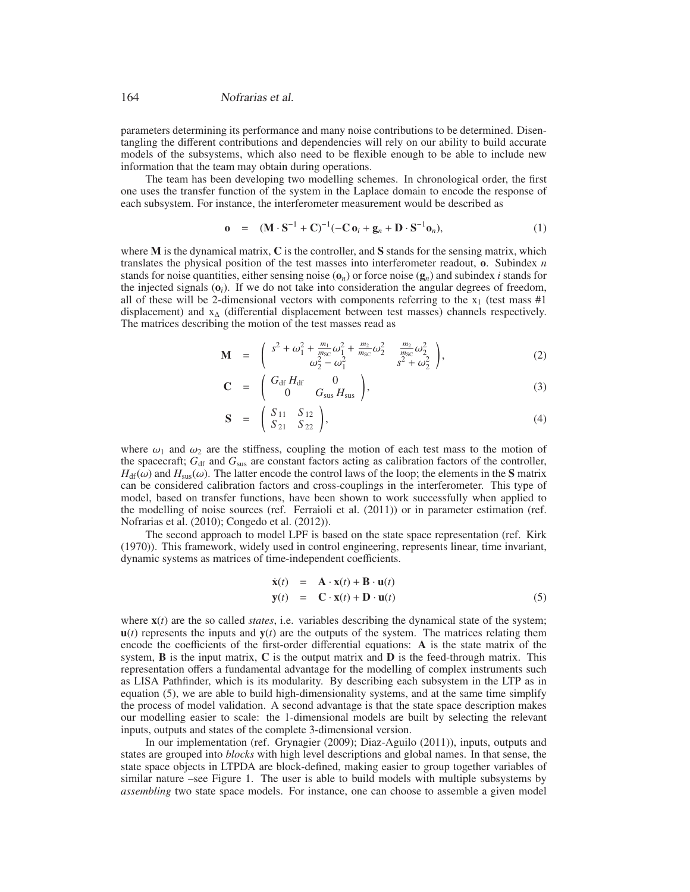parameters determining its performance and many noise contributions to be determined. Disentangling the different contributions and dependencies will rely on our ability to build accurate models of the subsystems, which also need to be flexible enough to be able to include new information that the team may obtain during operations.

The team has been developing two modelling schemes. In chronological order, the first one uses the transfer function of the system in the Laplace domain to encode the response of each subsystem. For instance, the interferometer measurement would be described as

$$\mathbf{o} \quad = \quad (\mathbf{M} \cdot \mathbf{S}^{-1} + \mathbf{C})^{-1}(-\mathbf{C}\,\mathbf{o}_i + \mathbf{g}_n + \mathbf{D} \cdot \mathbf{S}^{-1}\mathbf{o}_n), \tag{1}$$

where $\mathbf{M}$ is the dynamical matrix, $\mathbf{C}$ is the controller, and $\mathbf{S}$ stands for the sensing matrix, which translates the physical position of the test masses into interferometer readout, $\mathbf{o}$. Subindex $n$ stands for noise quantities, either sensing noise ($\mathbf{o}_n$) or force noise ($\mathbf{g}_n$) and subindex $i$ stands for the injected signals ($\mathbf{o}_i$). If we do not take into consideration the angular degrees of freedom, all of these will be 2-dimensional vectors with components referring to the $x_1$ (test mass #1 displacement) and $x_\Delta$ (differential displacement between test masses) channels respectively. The matrices describing the motion of the test masses read as

$$\mathbf{M} \quad = \quad \begin{pmatrix} s^2 + \omega_1^2 + \frac{m_1}{m_{\rm SC}}\omega_1^2 + \frac{m_2}{m_{\rm SC}}\omega_2^2 & \frac{m_2}{m_{\rm SC}}\omega_2^2 \\ \omega_2^2 - \omega_1^2 & s^2 + \omega_2^2 \end{pmatrix}, \tag{2}$$

$$\mathbf{C} \quad = \quad \begin{pmatrix} G_{\rm df}\, H_{\rm df} & 0 \\ 0 & G_{\rm sus}\, H_{\rm sus} \end{pmatrix}, \tag{3}$$

$$\mathbf{S} \quad = \quad \begin{pmatrix} S_{11} & S_{12} \\ S_{21} & S_{22} \end{pmatrix}, \tag{4}$$

where $\omega_1$ and $\omega_2$ are the stiffness, coupling the motion of each test mass to the motion of the spacecraft; $G_{\rm df}$ and $G_{\rm sus}$ are constant factors acting as calibration factors of the controller, $H_{\rm df}(\omega)$ and $H_{\rm sus}(\omega)$. The latter encode the control laws of the loop; the elements in the $\mathbf{S}$ matrix can be considered calibration factors and cross-couplings in the interferometer. This type of model, based on transfer functions, have been shown to work successfully when applied to the modelling of noise sources (ref. Ferraioli et al. (2011)) or in parameter estimation (ref. Nofrarias et al. (2010); Congedo et al. (2012)).

The second approach to model LPF is based on the state space representation (ref. Kirk (1970)). This framework, widely used in control engineering, represents linear, time invariant, dynamic systems as matrices of time-independent coefficients.

$$\begin{aligned} \dot{\mathbf{x}}(t) &= \mathbf{A} \cdot \mathbf{x}(t) + \mathbf{B} \cdot \mathbf{u}(t) \\ \mathbf{y}(t) &= \mathbf{C} \cdot \mathbf{x}(t) + \mathbf{D} \cdot \mathbf{u}(t) \end{aligned} \tag{5}$$

where $\mathbf{x}(t)$ are the so called *states*, i.e. variables describing the dynamical state of the system; $\mathbf{u}(t)$ represents the inputs and $\mathbf{y}(t)$ are the outputs of the system. The matrices relating them encode the coefficients of the first-order differential equations: $\mathbf{A}$ is the state matrix of the system, $\mathbf{B}$ is the input matrix, $\mathbf{C}$ is the output matrix and $\mathbf{D}$ is the feed-through matrix. This representation offers a fundamental advantage for the modelling of complex instruments such as LISA Pathfinder, which is its modularity. By describing each subsystem in the LTP as in equation (5), we are able to build high-dimensionality systems, and at the same time simplify the process of model validation. A second advantage is that the state space description makes our modelling easier to scale: the 1-dimensional models are built by selecting the relevant inputs, outputs and states of the complete 3-dimensional version.

In our implementation (ref. Grynagier (2009); Diaz-Aguilo (2011)), inputs, outputs and states are grouped into *blocks* with high level descriptions and global names. In that sense, the state space objects in LTPDA are block-defined, making easier to group together variables of similar nature –see Figure 1. The user is able to build models with multiple subsystems by *assembling* two state space models. For instance, one can choose to assemble a given model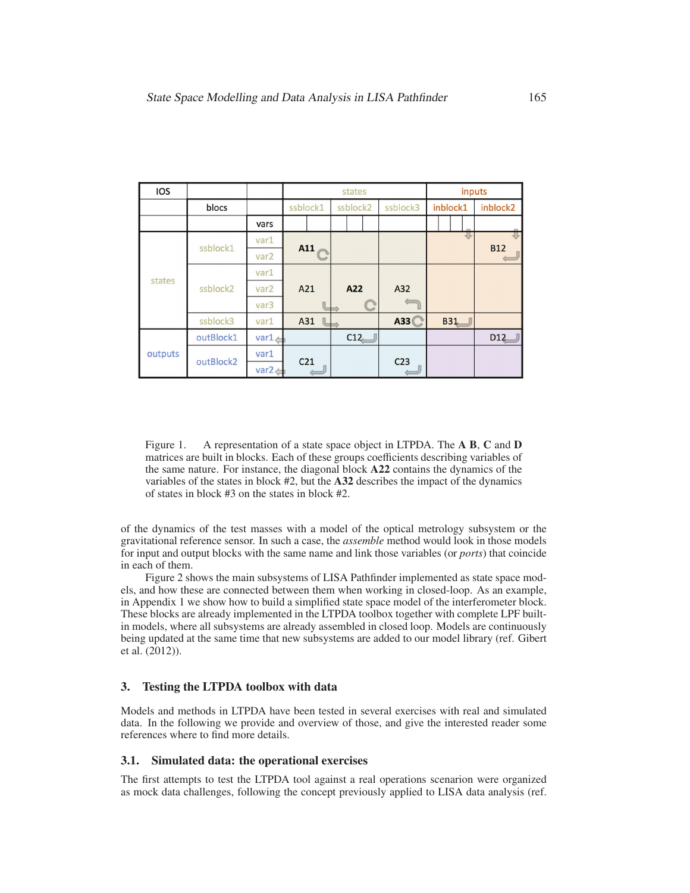| IOS | | | states | | | inputs | |
|---|---|---|---|---|---|---|---|
| | blocs | | ssblock1 | ssblock2 | ssblock3 | inblock1 | inblock2 |
| | | vars | | | | | |
| states | ssblock1 | var1 | **A11** | | | | B12 |
| | | var2 | | | | | |
| | ssblock2 | var1 | A21 | **A22** | A32 | | |
| | | var2 | | | | | |
| | | var3 | | | | | |
| | ssblock3 | var1 | A31 | | **A33** | B31 | |
| outputs | outBlock1 | var1 | | C12 | | | D12 |
| | outBlock2 | var1 | C21 | | C23 | | |
| | | var2 | | | | | |

Figure 1. A representation of a state space object in LTPDA. The **A B**, **C** and **D** matrices are built in blocks. Each of these groups coefficients describing variables of the same nature. For instance, the diagonal block **A22** contains the dynamics of the variables of the states in block #2, but the **A32** describes the impact of the dynamics of states in block #3 on the states in block #2.

of the dynamics of the test masses with a model of the optical metrology subsystem or the gravitational reference sensor. In such a case, the *assemble* method would look in those models for input and output blocks with the same name and link those variables (or *ports*) that coincide in each of them.

Figure 2 shows the main subsystems of LISA Pathfinder implemented as state space models, and how these are connected between them when working in closed-loop. As an example, in Appendix 1 we show how to build a simplified state space model of the interferometer block. These blocks are already implemented in the LTPDA toolbox together with complete LPF built-in models, where all subsystems are already assembled in closed loop. Models are continuously being updated at the same time that new subsystems are added to our model library (ref. Gibert et al. (2012)).

## 3. Testing the LTPDA toolbox with data

Models and methods in LTPDA have been tested in several exercises with real and simulated data. In the following we provide and overview of those, and give the interested reader some references where to find more details.

### 3.1. Simulated data: the operational exercises

The first attempts to test the LTPDA tool against a real operations scenarion were organized as mock data challenges, following the concept previously applied to LISA data analysis (ref.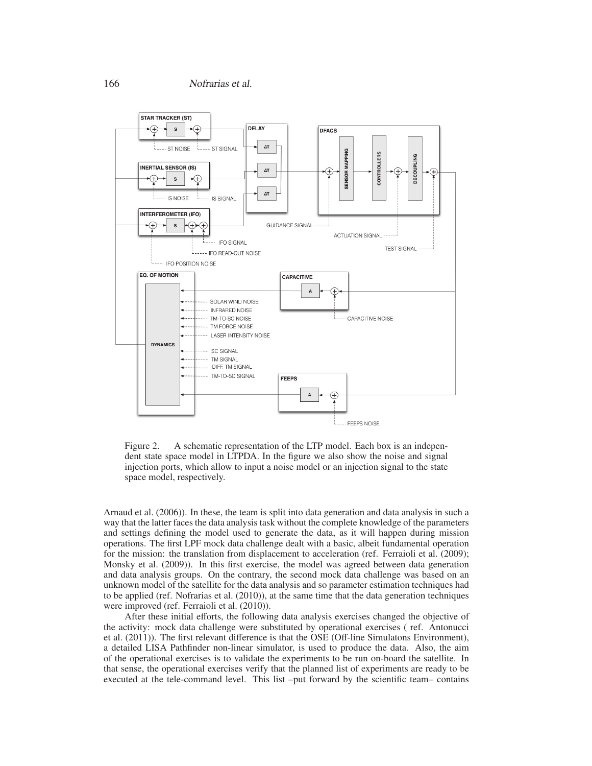Figure 2. A schematic representation of the LTP model. Each box is an independent state space model in LTPDA. In the figure we also show the noise and signal injection ports, which allow to input a noise model or an injection signal to the state space model, respectively.

Arnaud et al. (2006)). In these, the team is split into data generation and data analysis in such a way that the latter faces the data analysis task without the complete knowledge of the parameters and settings defining the model used to generate the data, as it will happen during mission operations. The first LPF mock data challenge dealt with a basic, albeit fundamental operation for the mission: the translation from displacement to acceleration (ref. Ferraioli et al. (2009); Monsky et al. (2009)). In this first exercise, the model was agreed between data generation and data analysis groups. On the contrary, the second mock data challenge was based on an unknown model of the satellite for the data analysis and so parameter estimation techniques had to be applied (ref. Nofrarias et al. (2010)), at the same time that the data generation techniques were improved (ref. Ferraioli et al. (2010)).

After these initial efforts, the following data analysis exercises changed the objective of the activity: mock data challenge were substituted by operational exercises ( ref. Antonucci et al. (2011)). The first relevant difference is that the OSE (Off-line Simulatons Environment), a detailed LISA Pathfinder non-linear simulator, is used to produce the data. Also, the aim of the operational exercises is to validate the experiments to be run on-board the satellite. In that sense, the operational exercises verify that the planned list of experiments are ready to be executed at the tele-command level. This list –put forward by the scientific team– contains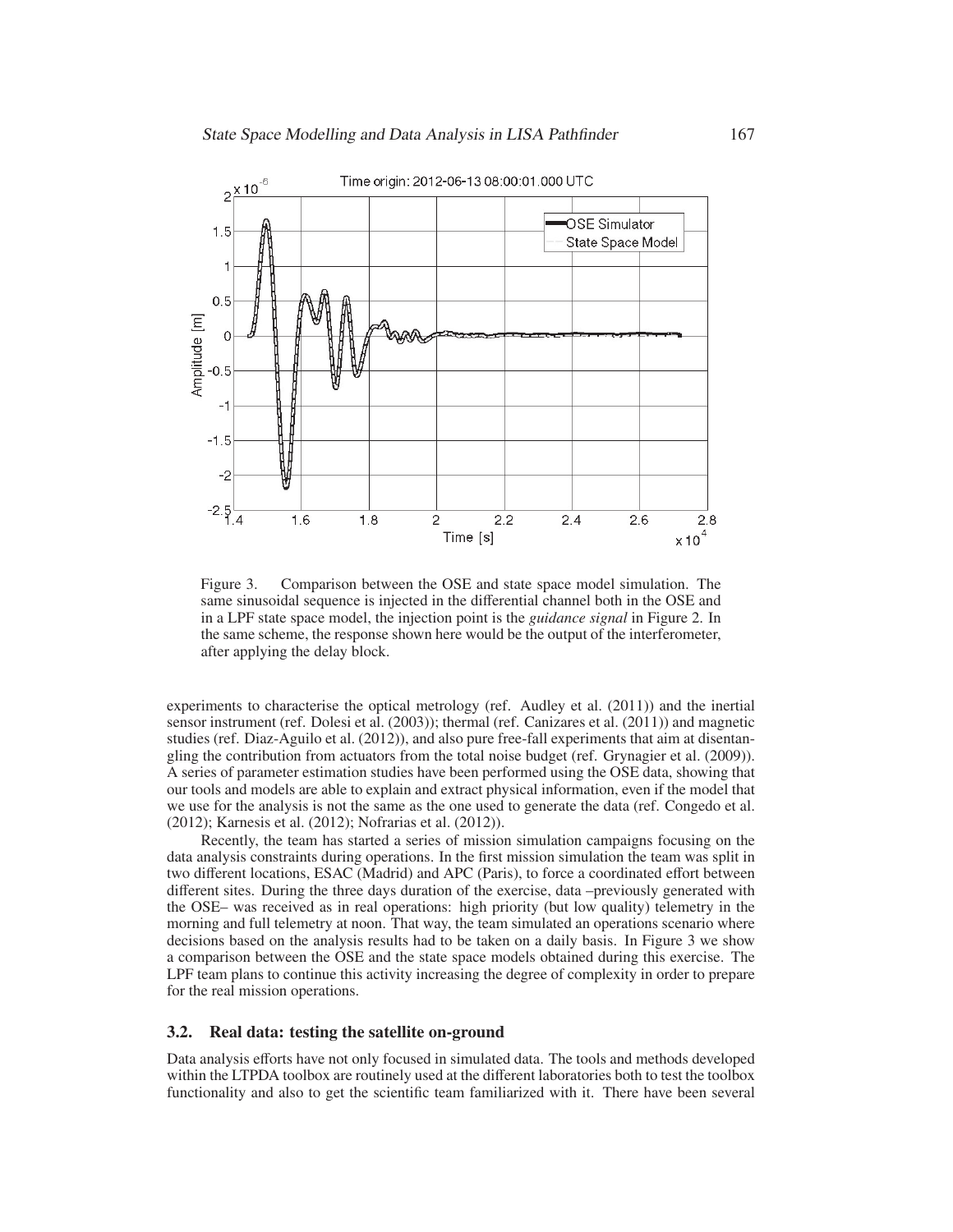Figure 3. Comparison between the OSE and state space model simulation. The same sinusoidal sequence is injected in the differential channel both in the OSE and in a LPF state space model, the injection point is the *guidance signal* in Figure 2. In the same scheme, the response shown here would be the output of the interferometer, after applying the delay block.

experiments to characterise the optical metrology (ref. Audley et al. (2011)) and the inertial sensor instrument (ref. Dolesi et al. (2003)); thermal (ref. Canizares et al. (2011)) and magnetic studies (ref. Diaz-Aguilo et al. (2012)), and also pure free-fall experiments that aim at disentangling the contribution from actuators from the total noise budget (ref. Grynagier et al. (2009)). A series of parameter estimation studies have been performed using the OSE data, showing that our tools and models are able to explain and extract physical information, even if the model that we use for the analysis is not the same as the one used to generate the data (ref. Congedo et al. (2012); Karnesis et al. (2012); Nofrarias et al. (2012)).

Recently, the team has started a series of mission simulation campaigns focusing on the data analysis constraints during operations. In the first mission simulation the team was split in two different locations, ESAC (Madrid) and APC (Paris), to force a coordinated effort between different sites. During the three days duration of the exercise, data –previously generated with the OSE– was received as in real operations: high priority (but low quality) telemetry in the morning and full telemetry at noon. That way, the team simulated an operations scenario where decisions based on the analysis results had to be taken on a daily basis. In Figure 3 we show a comparison between the OSE and the state space models obtained during this exercise. The LPF team plans to continue this activity increasing the degree of complexity in order to prepare for the real mission operations.

### 3.2. Real data: testing the satellite on-ground

Data analysis efforts have not only focused in simulated data. The tools and methods developed within the LTPDA toolbox are routinely used at the different laboratories both to test the toolbox functionality and also to get the scientific team familiarized with it. There have been several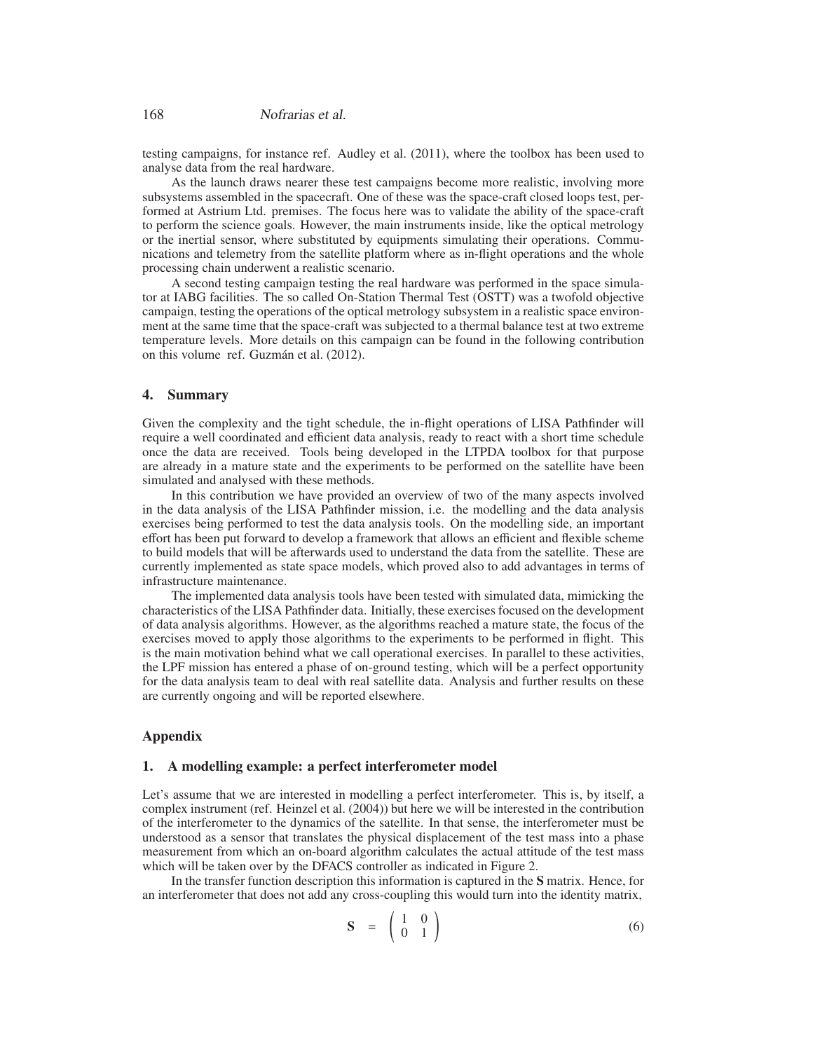testing campaigns, for instance ref. Audley et al. (2011), where the toolbox has been used to analyse data from the real hardware.

As the launch draws nearer these test campaigns become more realistic, involving more subsystems assembled in the spacecraft. One of these was the space-craft closed loops test, performed at Astrium Ltd. premises. The focus here was to validate the ability of the space-craft to perform the science goals. However, the main instruments inside, like the optical metrology or the inertial sensor, where substituted by equipments simulating their operations. Communications and telemetry from the satellite platform where as in-flight operations and the whole processing chain underwent a realistic scenario.

A second testing campaign testing the real hardware was performed in the space simulator at IABG facilities. The so called On-Station Thermal Test (OSTT) was a twofold objective campaign, testing the operations of the optical metrology subsystem in a realistic space environment at the same time that the space-craft was subjected to a thermal balance test at two extreme temperature levels. More details on this campaign can be found in the following contribution on this volume ref. Guzmán et al. (2012).

## 4. Summary

Given the complexity and the tight schedule, the in-flight operations of LISA Pathfinder will require a well coordinated and efficient data analysis, ready to react with a short time schedule once the data are received. Tools being developed in the LTPDA toolbox for that purpose are already in a mature state and the experiments to be performed on the satellite have been simulated and analysed with these methods.

In this contribution we have provided an overview of two of the many aspects involved in the data analysis of the LISA Pathfinder mission, i.e. the modelling and the data analysis exercises being performed to test the data analysis tools. On the modelling side, an important effort has been put forward to develop a framework that allows an efficient and flexible scheme to build models that will be afterwards used to understand the data from the satellite. These are currently implemented as state space models, which proved also to add advantages in terms of infrastructure maintenance.

The implemented data analysis tools have been tested with simulated data, mimicking the characteristics of the LISA Pathfinder data. Initially, these exercises focused on the development of data analysis algorithms. However, as the algorithms reached a mature state, the focus of the exercises moved to apply those algorithms to the experiments to be performed in flight. This is the main motivation behind what we call operational exercises. In parallel to these activities, the LPF mission has entered a phase of on-ground testing, which will be a perfect opportunity for the data analysis team to deal with real satellite data. Analysis and further results on these are currently ongoing and will be reported elsewhere.

## Appendix

### 1. A modelling example: a perfect interferometer model

Let's assume that we are interested in modelling a perfect interferometer. This is, by itself, a complex instrument (ref. Heinzel et al. (2004)) but here we will be interested in the contribution of the interferometer to the dynamics of the satellite. In that sense, the interferometer must be understood as a sensor that translates the physical displacement of the test mass into a phase measurement from which an on-board algorithm calculates the actual attitude of the test mass which will be taken over by the DFACS controller as indicated in Figure 2.

In the transfer function description this information is captured in the **S** matrix. Hence, for an interferometer that does not add any cross-coupling this would turn into the identity matrix,

$$\mathbf{S} = \begin{pmatrix} 1 & 0 \\ 0 & 1 \end{pmatrix} \tag{6}$$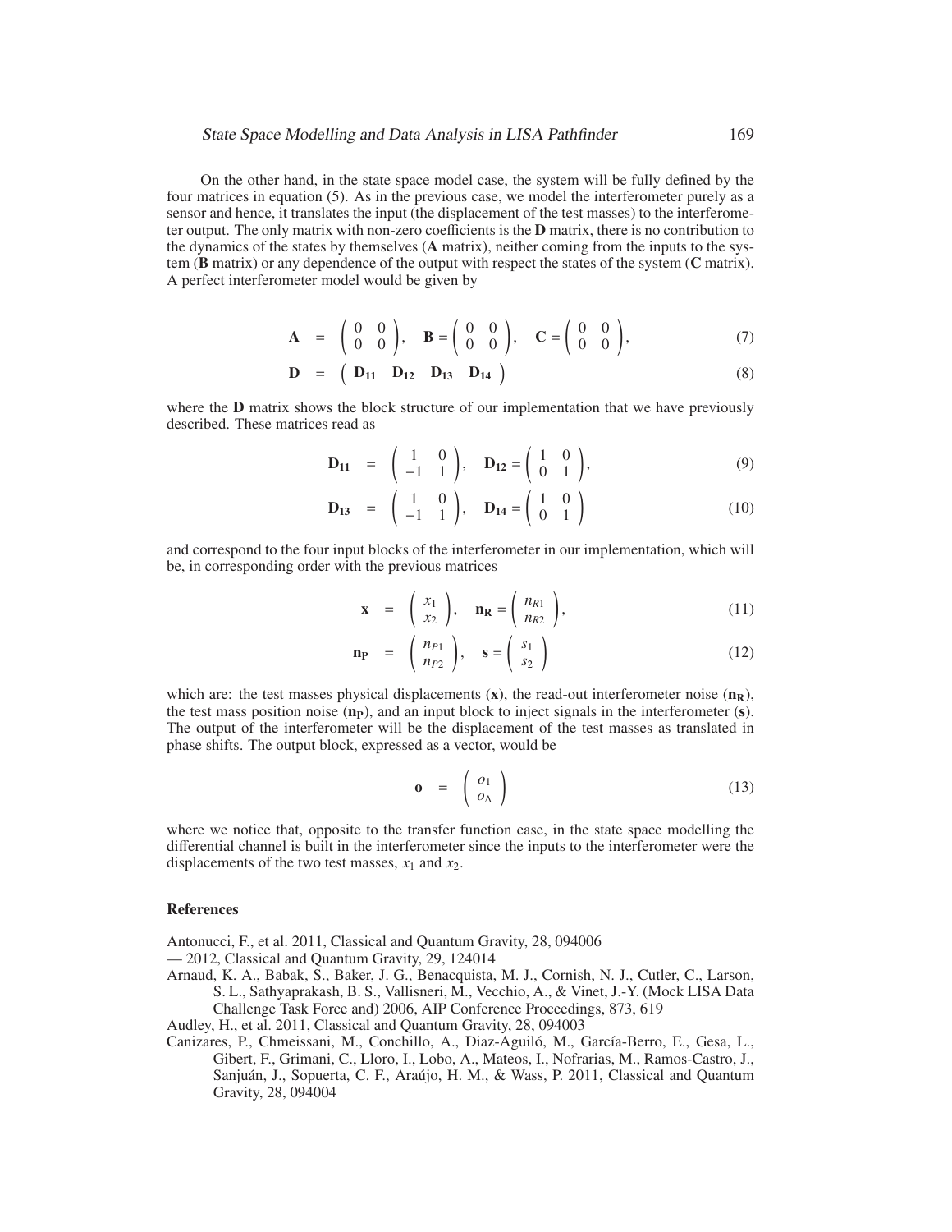On the other hand, in the state space model case, the system will be fully defined by the four matrices in equation (5). As in the previous case, we model the interferometer purely as a sensor and hence, it translates the input (the displacement of the test masses) to the interferometer output. The only matrix with non-zero coefficients is the **D** matrix, there is no contribution to the dynamics of the states by themselves (**A** matrix), neither coming from the inputs to the system (**B** matrix) or any dependence of the output with respect the states of the system (**C** matrix). A perfect interferometer model would be given by

$$\mathbf{A} = \begin{pmatrix} 0 & 0 \\ 0 & 0 \end{pmatrix}, \quad \mathbf{B} = \begin{pmatrix} 0 & 0 \\ 0 & 0 \end{pmatrix}, \quad \mathbf{C} = \begin{pmatrix} 0 & 0 \\ 0 & 0 \end{pmatrix}, \tag{7}$$

$$\mathbf{D} = \begin{pmatrix} \mathbf{D_{11}} & \mathbf{D_{12}} & \mathbf{D_{13}} & \mathbf{D_{14}} \end{pmatrix} \tag{8}$$

where the **D** matrix shows the block structure of our implementation that we have previously described. These matrices read as

$$\mathbf{D_{11}} = \begin{pmatrix} 1 & 0 \\ -1 & 1 \end{pmatrix}, \quad \mathbf{D_{12}} = \begin{pmatrix} 1 & 0 \\ 0 & 1 \end{pmatrix}, \tag{9}$$

$$\mathbf{D_{13}} = \begin{pmatrix} 1 & 0 \\ -1 & 1 \end{pmatrix}, \quad \mathbf{D_{14}} = \begin{pmatrix} 1 & 0 \\ 0 & 1 \end{pmatrix} \tag{10}$$

and correspond to the four input blocks of the interferometer in our implementation, which will be, in corresponding order with the previous matrices

$$\mathbf{x} = \begin{pmatrix} x_1 \\ x_2 \end{pmatrix}, \quad \mathbf{n_R} = \begin{pmatrix} n_{R1} \\ n_{R2} \end{pmatrix}, \tag{11}$$

$$\mathbf{n_P} = \begin{pmatrix} n_{P1} \\ n_{P2} \end{pmatrix}, \quad \mathbf{s} = \begin{pmatrix} s_1 \\ s_2 \end{pmatrix} \tag{12}$$

which are: the test masses physical displacements ($\mathbf{x}$), the read-out interferometer noise ($\mathbf{n_R}$), the test mass position noise ($\mathbf{n_P}$), and an input block to inject signals in the interferometer ($\mathbf{s}$). The output of the interferometer will be the displacement of the test masses as translated in phase shifts. The output block, expressed as a vector, would be

$$\mathbf{o} = \begin{pmatrix} o_1 \\ o_\Delta \end{pmatrix} \tag{13}$$

where we notice that, opposite to the transfer function case, in the state space modelling the differential channel is built in the interferometer since the inputs to the interferometer were the displacements of the two test masses, $x_1$ and $x_2$.

## References

Antonucci, F., et al. 2011, Classical and Quantum Gravity, 28, 094006

— 2012, Classical and Quantum Gravity, 29, 124014

Arnaud, K. A., Babak, S., Baker, J. G., Benacquista, M. J., Cornish, N. J., Cutler, C., Larson, S. L., Sathyaprakash, B. S., Vallisneri, M., Vecchio, A., & Vinet, J.-Y. (Mock LISA Data Challenge Task Force and) 2006, AIP Conference Proceedings, 873, 619

Audley, H., et al. 2011, Classical and Quantum Gravity, 28, 094003

Canizares, P., Chmeissani, M., Conchillo, A., Diaz-Aguiló, M., García-Berro, E., Gesa, L., Gibert, F., Grimani, C., Lloro, I., Lobo, A., Mateos, I., Nofrarias, M., Ramos-Castro, J., Sanjuán, J., Sopuerta, C. F., Araújo, H. M., & Wass, P. 2011, Classical and Quantum Gravity, 28, 094004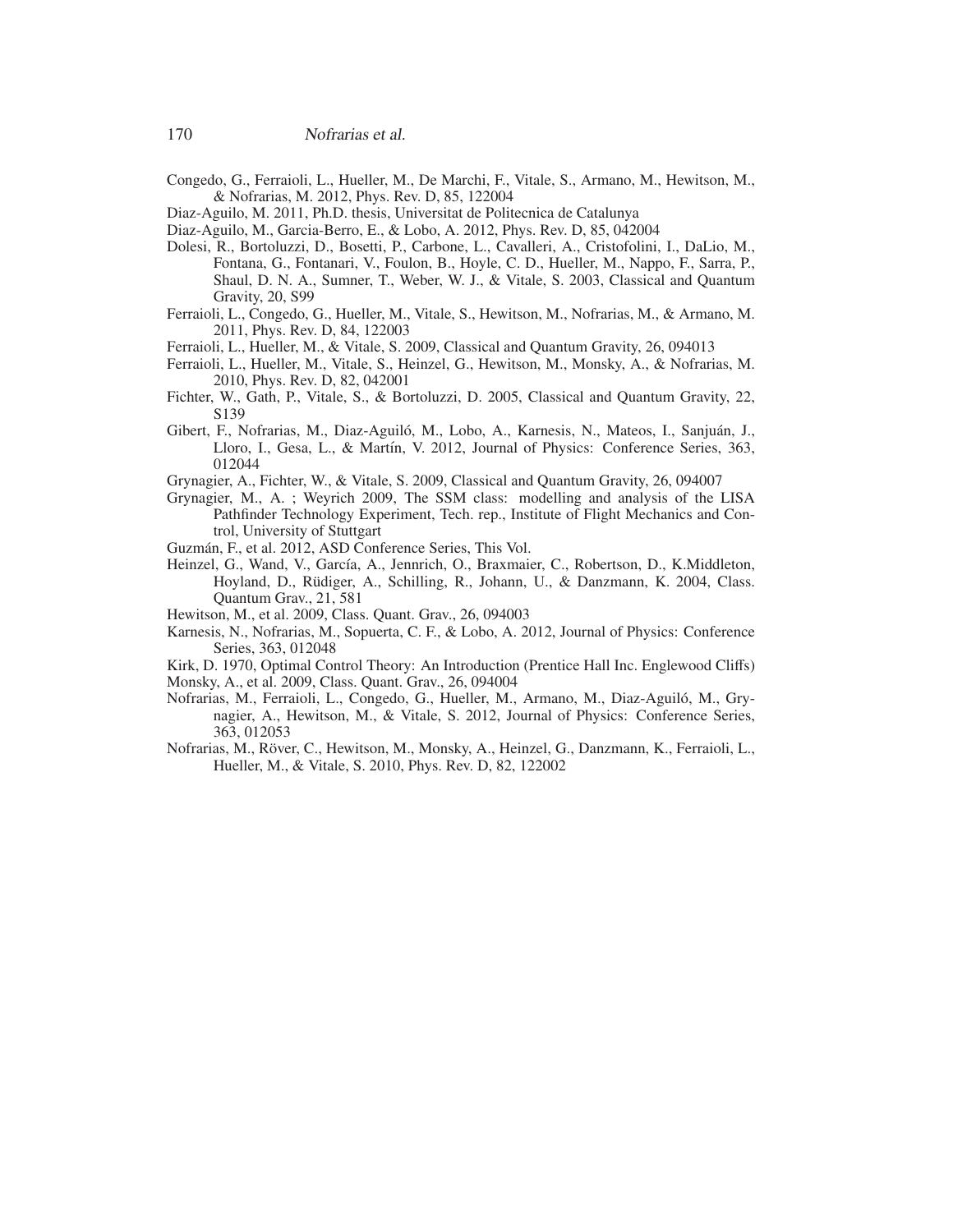Congedo, G., Ferraioli, L., Hueller, M., De Marchi, F., Vitale, S., Armano, M., Hewitson, M., & Nofrarias, M. 2012, Phys. Rev. D, 85, 122004

Diaz-Aguilo, M. 2011, Ph.D. thesis, Universitat de Politecnica de Catalunya

Diaz-Aguilo, M., Garcia-Berro, E., & Lobo, A. 2012, Phys. Rev. D, 85, 042004

Dolesi, R., Bortoluzzi, D., Bosetti, P., Carbone, L., Cavalleri, A., Cristofolini, I., DaLio, M., Fontana, G., Fontanari, V., Foulon, B., Hoyle, C. D., Hueller, M., Nappo, F., Sarra, P., Shaul, D. N. A., Sumner, T., Weber, W. J., & Vitale, S. 2003, Classical and Quantum Gravity, 20, S99

Ferraioli, L., Congedo, G., Hueller, M., Vitale, S., Hewitson, M., Nofrarias, M., & Armano, M. 2011, Phys. Rev. D, 84, 122003

Ferraioli, L., Hueller, M., & Vitale, S. 2009, Classical and Quantum Gravity, 26, 094013

Ferraioli, L., Hueller, M., Vitale, S., Heinzel, G., Hewitson, M., Monsky, A., & Nofrarias, M. 2010, Phys. Rev. D, 82, 042001

Fichter, W., Gath, P., Vitale, S., & Bortoluzzi, D. 2005, Classical and Quantum Gravity, 22, S139

Gibert, F., Nofrarias, M., Diaz-Aguiló, M., Lobo, A., Karnesis, N., Mateos, I., Sanjuán, J., Lloro, I., Gesa, L., & Martín, V. 2012, Journal of Physics: Conference Series, 363, 012044

Grynagier, A., Fichter, W., & Vitale, S. 2009, Classical and Quantum Gravity, 26, 094007

Grynagier, M., A. ; Weyrich 2009, The SSM class: modelling and analysis of the LISA Pathfinder Technology Experiment, Tech. rep., Institute of Flight Mechanics and Control, University of Stuttgart

Guzmán, F., et al. 2012, ASD Conference Series, This Vol.

Heinzel, G., Wand, V., García, A., Jennrich, O., Braxmaier, C., Robertson, D., K.Middleton, Hoyland, D., Rüdiger, A., Schilling, R., Johann, U., & Danzmann, K. 2004, Class. Quantum Grav., 21, 581

Hewitson, M., et al. 2009, Class. Quant. Grav., 26, 094003

Karnesis, N., Nofrarias, M., Sopuerta, C. F., & Lobo, A. 2012, Journal of Physics: Conference Series, 363, 012048

Kirk, D. 1970, Optimal Control Theory: An Introduction (Prentice Hall Inc. Englewood Cliffs)

Monsky, A., et al. 2009, Class. Quant. Grav., 26, 094004

Nofrarias, M., Ferraioli, L., Congedo, G., Hueller, M., Armano, M., Diaz-Aguiló, M., Grynagier, A., Hewitson, M., & Vitale, S. 2012, Journal of Physics: Conference Series, 363, 012053

Nofrarias, M., Röver, C., Hewitson, M., Monsky, A., Heinzel, G., Danzmann, K., Ferraioli, L., Hueller, M., & Vitale, S. 2010, Phys. Rev. D, 82, 122002